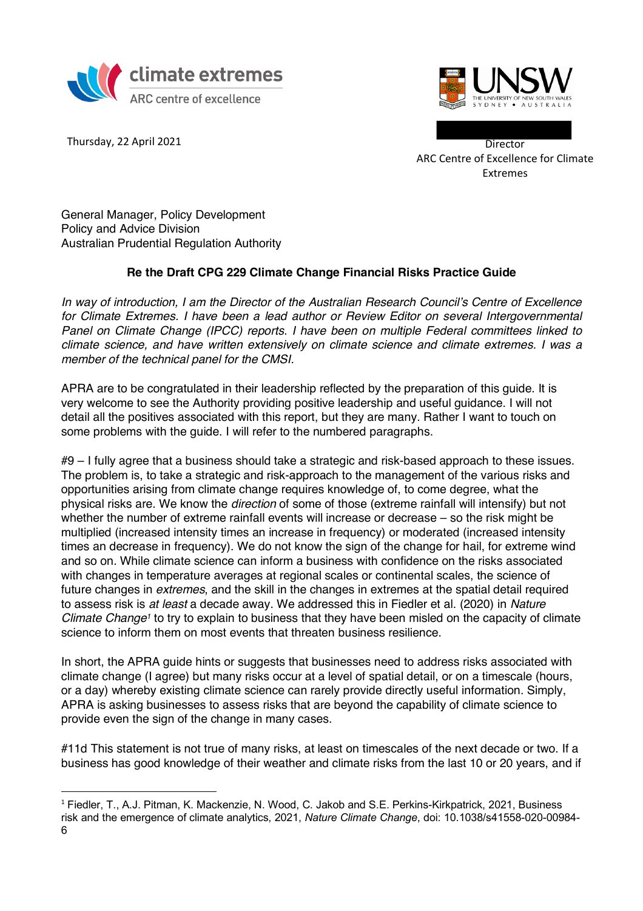climate extremes
ARC centre of excellence

UNSW
THE UNIVERSITY OF NEW SOUTH WALES
SYDNEY • AUSTRALIA

Thursday, 22 April 2021

Director
ARC Centre of Excellence for Climate Extremes

General Manager, Policy Development
Policy and Advice Division
Australian Prudential Regulation Authority

**Re the Draft CPG 229 Climate Change Financial Risks Practice Guide**

*In way of introduction, I am the Director of the Australian Research Council's Centre of Excellence for Climate Extremes. I have been a lead author or Review Editor on several Intergovernmental Panel on Climate Change (IPCC) reports. I have been on multiple Federal committees linked to climate science, and have written extensively on climate science and climate extremes. I was a member of the technical panel for the CMSI.*

APRA are to be congratulated in their leadership reflected by the preparation of this guide. It is very welcome to see the Authority providing positive leadership and useful guidance. I will not detail all the positives associated with this report, but they are many. Rather I want to touch on some problems with the guide. I will refer to the numbered paragraphs.

#9 – I fully agree that a business should take a strategic and risk-based approach to these issues. The problem is, to take a strategic and risk-approach to the management of the various risks and opportunities arising from climate change requires knowledge of, to come degree, what the physical risks are. We know the *direction* of some of those (extreme rainfall will intensify) but not whether the number of extreme rainfall events will increase or decrease – so the risk might be multiplied (increased intensity times an increase in frequency) or moderated (increased intensity times an decrease in frequency). We do not know the sign of the change for hail, for extreme wind and so on. While climate science can inform a business with confidence on the risks associated with changes in temperature averages at regional scales or continental scales, the science of future changes in *extremes*, and the skill in the changes in extremes at the spatial detail required to assess risk is *at least* a decade away. We addressed this in Fiedler et al. (2020) in *Nature Climate Change*[1] to try to explain to business that they have been misled on the capacity of climate science to inform them on most events that threaten business resilience.

In short, the APRA guide hints or suggests that businesses need to address risks associated with climate change (I agree) but many risks occur at a level of spatial detail, or on a timescale (hours, or a day) whereby existing climate science can rarely provide directly useful information. Simply, APRA is asking businesses to assess risks that are beyond the capability of climate science to provide even the sign of the change in many cases.

#11d This statement is not true of many risks, at least on timescales of the next decade or two. If a business has good knowledge of their weather and climate risks from the last 10 or 20 years, and if

---

[1] Fiedler, T., A.J. Pitman, K. Mackenzie, N. Wood, C. Jakob and S.E. Perkins-Kirkpatrick, 2021, Business risk and the emergence of climate analytics, 2021, *Nature Climate Change*, doi: 10.1038/s41558-020-00984-6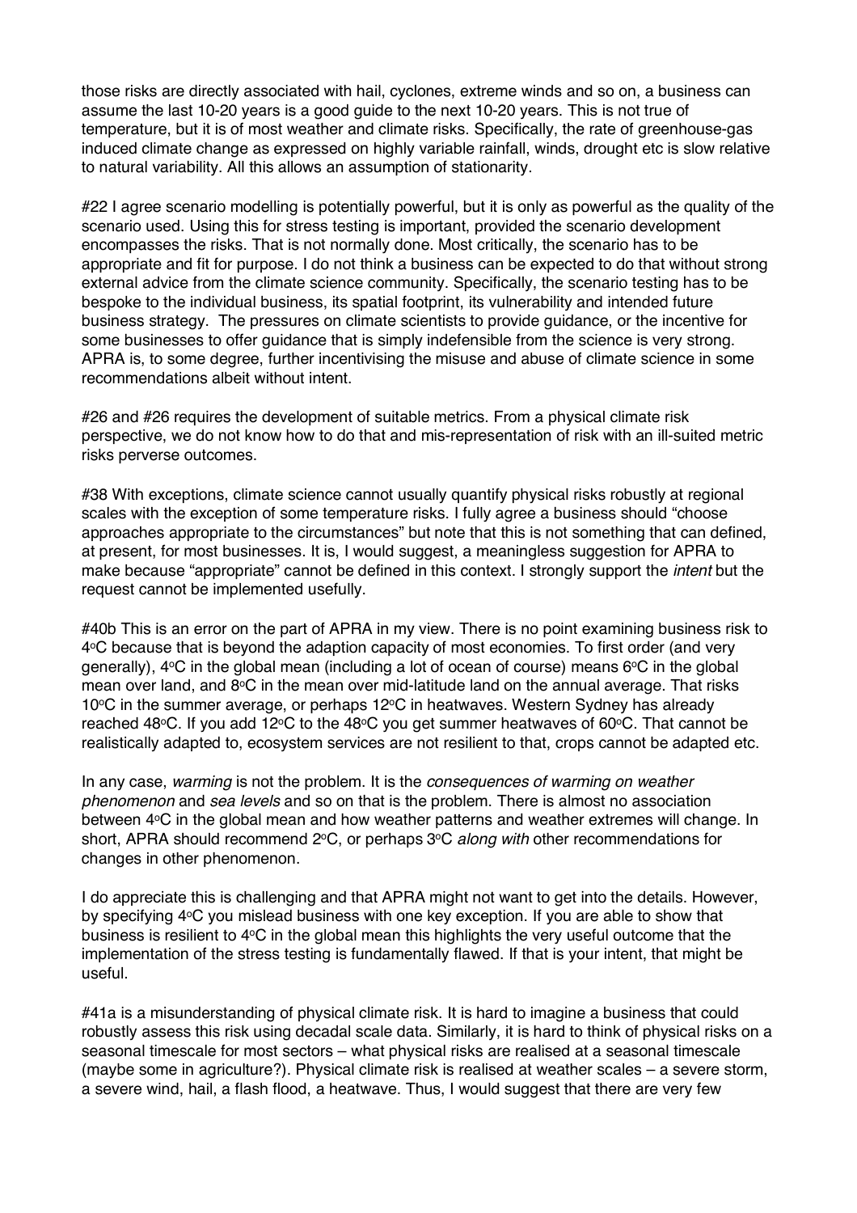those risks are directly associated with hail, cyclones, extreme winds and so on, a business can assume the last 10-20 years is a good guide to the next 10-20 years. This is not true of temperature, but it is of most weather and climate risks. Specifically, the rate of greenhouse-gas induced climate change as expressed on highly variable rainfall, winds, drought etc is slow relative to natural variability. All this allows an assumption of stationarity.

#22 I agree scenario modelling is potentially powerful, but it is only as powerful as the quality of the scenario used. Using this for stress testing is important, provided the scenario development encompasses the risks. That is not normally done. Most critically, the scenario has to be appropriate and fit for purpose. I do not think a business can be expected to do that without strong external advice from the climate science community. Specifically, the scenario testing has to be bespoke to the individual business, its spatial footprint, its vulnerability and intended future business strategy. The pressures on climate scientists to provide guidance, or the incentive for some businesses to offer guidance that is simply indefensible from the science is very strong. APRA is, to some degree, further incentivising the misuse and abuse of climate science in some recommendations albeit without intent.

#26 and #26 requires the development of suitable metrics. From a physical climate risk perspective, we do not know how to do that and mis-representation of risk with an ill-suited metric risks perverse outcomes.

#38 With exceptions, climate science cannot usually quantify physical risks robustly at regional scales with the exception of some temperature risks. I fully agree a business should "choose approaches appropriate to the circumstances" but note that this is not something that can defined, at present, for most businesses. It is, I would suggest, a meaningless suggestion for APRA to make because "appropriate" cannot be defined in this context. I strongly support the *intent* but the request cannot be implemented usefully.

#40b This is an error on the part of APRA in my view. There is no point examining business risk to 4°C because that is beyond the adaption capacity of most economies. To first order (and very generally), 4°C in the global mean (including a lot of ocean of course) means 6°C in the global mean over land, and 8°C in the mean over mid-latitude land on the annual average. That risks 10°C in the summer average, or perhaps 12°C in heatwaves. Western Sydney has already reached 48°C. If you add 12°C to the 48°C you get summer heatwaves of 60°C. That cannot be realistically adapted to, ecosystem services are not resilient to that, crops cannot be adapted etc.

In any case, *warming* is not the problem. It is the *consequences of warming on weather phenomenon* and *sea levels* and so on that is the problem. There is almost no association between 4°C in the global mean and how weather patterns and weather extremes will change. In short, APRA should recommend 2°C, or perhaps 3°C *along with* other recommendations for changes in other phenomenon.

I do appreciate this is challenging and that APRA might not want to get into the details. However, by specifying 4°C you mislead business with one key exception. If you are able to show that business is resilient to 4°C in the global mean this highlights the very useful outcome that the implementation of the stress testing is fundamentally flawed. If that is your intent, that might be useful.

#41a is a misunderstanding of physical climate risk. It is hard to imagine a business that could robustly assess this risk using decadal scale data. Similarly, it is hard to think of physical risks on a seasonal timescale for most sectors – what physical risks are realised at a seasonal timescale (maybe some in agriculture?). Physical climate risk is realised at weather scales – a severe storm, a severe wind, hail, a flash flood, a heatwave. Thus, I would suggest that there are very few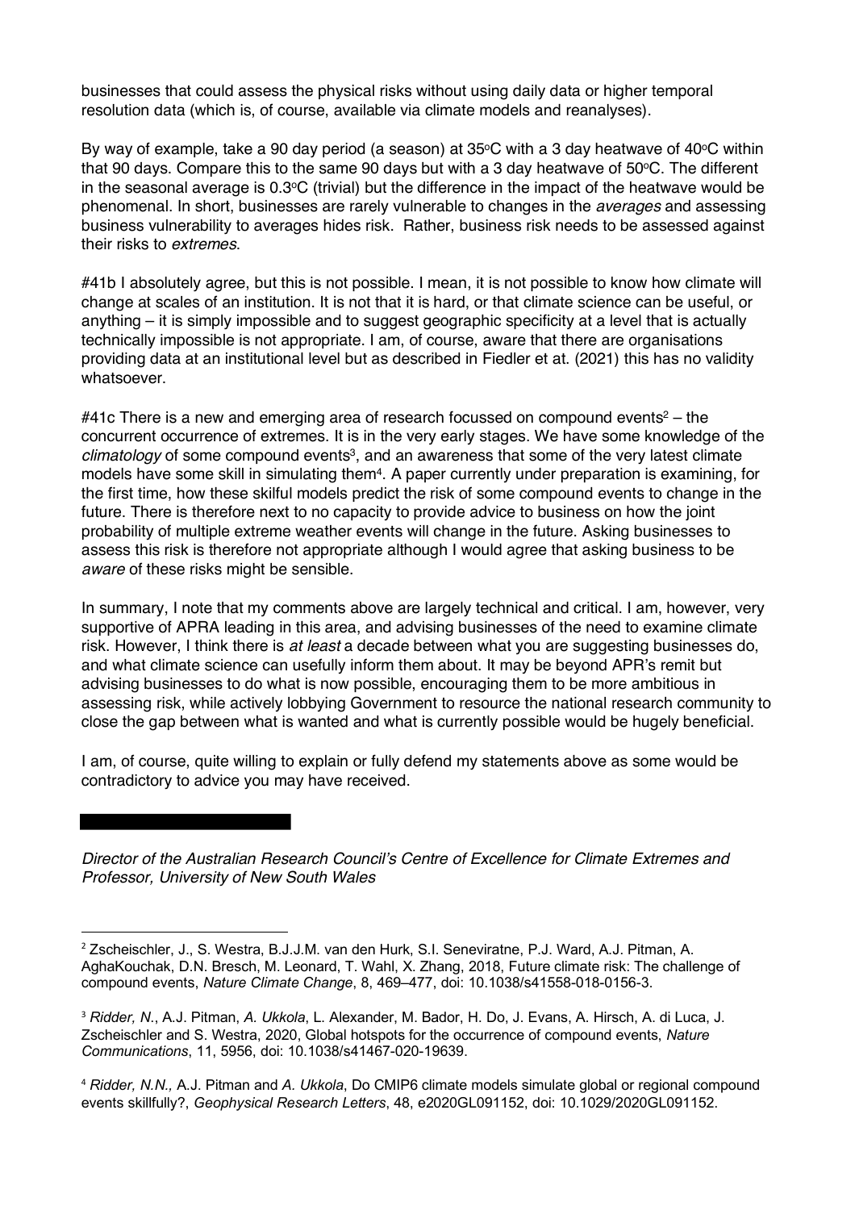businesses that could assess the physical risks without using daily data or higher temporal resolution data (which is, of course, available via climate models and reanalyses).

By way of example, take a 90 day period (a season) at 35°C with a 3 day heatwave of 40°C within that 90 days. Compare this to the same 90 days but with a 3 day heatwave of 50°C. The different in the seasonal average is 0.3°C (trivial) but the difference in the impact of the heatwave would be phenomenal. In short, businesses are rarely vulnerable to changes in the *averages* and assessing business vulnerability to averages hides risk. Rather, business risk needs to be assessed against their risks to *extremes*.

#41b I absolutely agree, but this is not possible. I mean, it is not possible to know how climate will change at scales of an institution. It is not that it is hard, or that climate science can be useful, or anything – it is simply impossible and to suggest geographic specificity at a level that is actually technically impossible is not appropriate. I am, of course, aware that there are organisations providing data at an institutional level but as described in Fiedler et at. (2021) this has no validity whatsoever.

#41c There is a new and emerging area of research focussed on compound events[2] – the concurrent occurrence of extremes. It is in the very early stages. We have some knowledge of the *climatology* of some compound events[3], and an awareness that some of the very latest climate models have some skill in simulating them[4]. A paper currently under preparation is examining, for the first time, how these skilful models predict the risk of some compound events to change in the future. There is therefore next to no capacity to provide advice to business on how the joint probability of multiple extreme weather events will change in the future. Asking businesses to assess this risk is therefore not appropriate although I would agree that asking business to be *aware* of these risks might be sensible.

In summary, I note that my comments above are largely technical and critical. I am, however, very supportive of APRA leading in this area, and advising businesses of the need to examine climate risk. However, I think there is *at least* a decade between what you are suggesting businesses do, and what climate science can usefully inform them about. It may be beyond APR's remit but advising businesses to do what is now possible, encouraging them to be more ambitious in assessing risk, while actively lobbying Government to resource the national research community to close the gap between what is wanted and what is currently possible would be hugely beneficial.

I am, of course, quite willing to explain or fully defend my statements above as some would be contradictory to advice you may have received.

*Director of the Australian Research Council's Centre of Excellence for Climate Extremes and Professor, University of New South Wales*

---

[2] Zscheischler, J., S. Westra, B.J.J.M. van den Hurk, S.I. Seneviratne, P.J. Ward, A.J. Pitman, A. AghaKouchak, D.N. Bresch, M. Leonard, T. Wahl, X. Zhang, 2018, Future climate risk: The challenge of compound events, *Nature Climate Change*, 8, 469–477, doi: 10.1038/s41558-018-0156-3.

[3] *Ridder, N*., A.J. Pitman, *A. Ukkola*, L. Alexander, M. Bador, H. Do, J. Evans, A. Hirsch, A. di Luca, J. Zscheischler and S. Westra, 2020, Global hotspots for the occurrence of compound events, *Nature Communications*, 11, 5956, doi: 10.1038/s41467-020-19639.

[4] *Ridder, N.N.,* A.J. Pitman and *A. Ukkola*, Do CMIP6 climate models simulate global or regional compound events skillfully?, *Geophysical Research Letters*, 48, e2020GL091152, doi: 10.1029/2020GL091152.